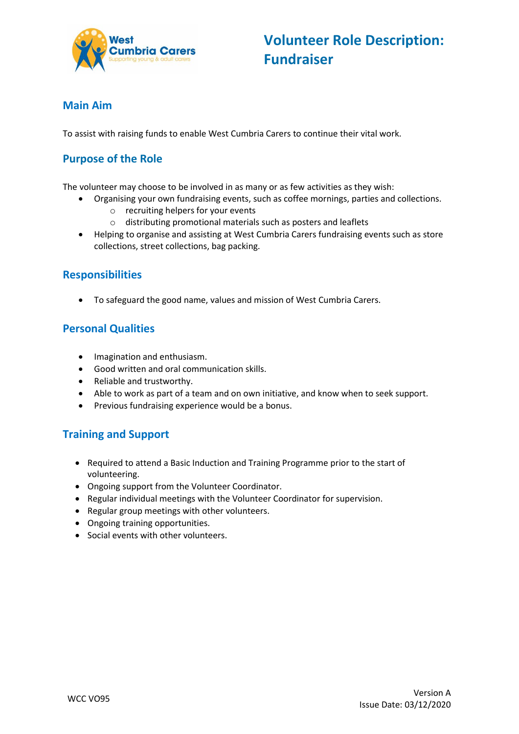# Volunteer Role Description: Fundraiser

## Main Aim

To assist with raising funds to enable West Cumbria Carers to continue their vital work.

## Purpose of the Role

The volunteer may choose to be involved in as many or as few activities as they wish:

- Organising your own fundraising events, such as coffee mornings, parties and collections.
  - recruiting helpers for your events
  - distributing promotional materials such as posters and leaflets
- Helping to organise and assisting at West Cumbria Carers fundraising events such as store collections, street collections, bag packing.

## Responsibilities

- To safeguard the good name, values and mission of West Cumbria Carers.

## Personal Qualities

- Imagination and enthusiasm.
- Good written and oral communication skills.
- Reliable and trustworthy.
- Able to work as part of a team and on own initiative, and know when to seek support.
- Previous fundraising experience would be a bonus.

## Training and Support

- Required to attend a Basic Induction and Training Programme prior to the start of volunteering.
- Ongoing support from the Volunteer Coordinator.
- Regular individual meetings with the Volunteer Coordinator for supervision.
- Regular group meetings with other volunteers.
- Ongoing training opportunities.
- Social events with other volunteers.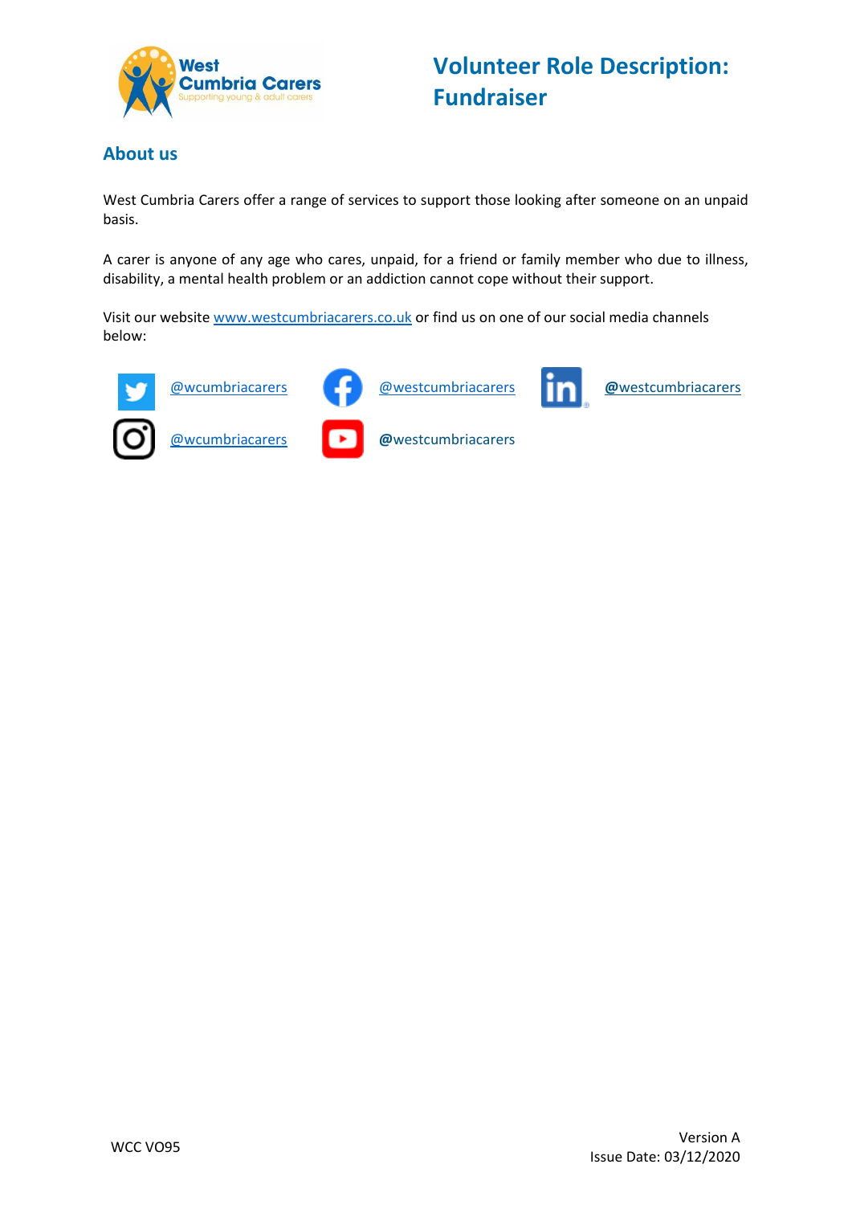# Volunteer Role Description: Fundraiser

## About us

West Cumbria Carers offer a range of services to support those looking after someone on an unpaid basis.

A carer is anyone of any age who cares, unpaid, for a friend or family member who due to illness, disability, a mental health problem or an addiction cannot cope without their support.

Visit our website www.westcumbriacarers.co.uk or find us on one of our social media channels below:

@wcumbriacarers

@westcumbriacarers

@westcumbriacarers

@wcumbriacarers

@westcumbriacarers

WCC VO95

Version A
Issue Date: 03/12/2020